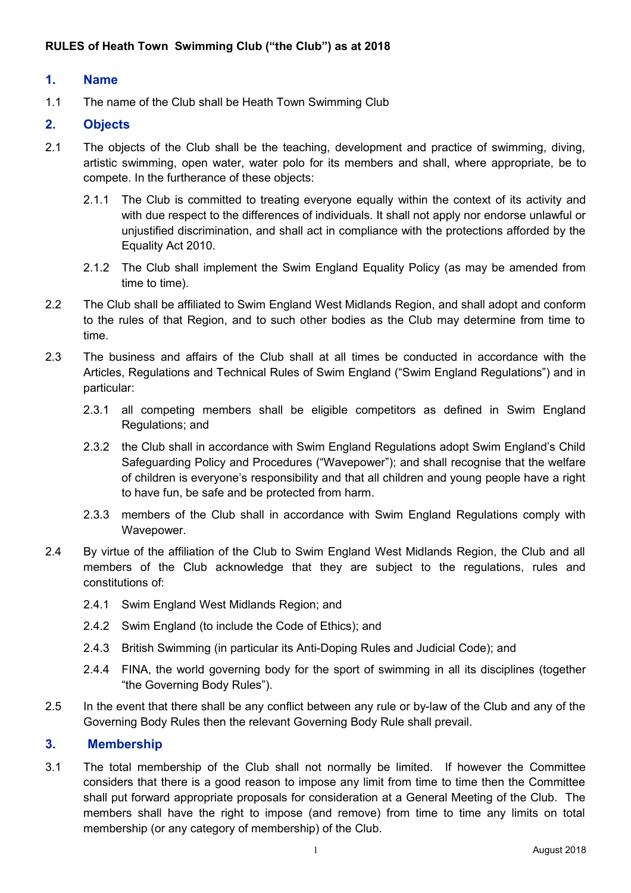**RULES of Heath Town Swimming Club ("the Club") as at 2018**

## 1. Name

1.1 The name of the Club shall be Heath Town Swimming Club

## 2. Objects

2.1 The objects of the Club shall be the teaching, development and practice of swimming, diving, artistic swimming, open water, water polo for its members and shall, where appropriate, be to compete. In the furtherance of these objects:

2.1.1 The Club is committed to treating everyone equally within the context of its activity and with due respect to the differences of individuals. It shall not apply nor endorse unlawful or unjustified discrimination, and shall act in compliance with the protections afforded by the Equality Act 2010.

2.1.2 The Club shall implement the Swim England Equality Policy (as may be amended from time to time).

2.2 The Club shall be affiliated to Swim England West Midlands Region, and shall adopt and conform to the rules of that Region, and to such other bodies as the Club may determine from time to time.

2.3 The business and affairs of the Club shall at all times be conducted in accordance with the Articles, Regulations and Technical Rules of Swim England ("Swim England Regulations") and in particular:

2.3.1 all competing members shall be eligible competitors as defined in Swim England Regulations; and

2.3.2 the Club shall in accordance with Swim England Regulations adopt Swim England's Child Safeguarding Policy and Procedures ("Wavepower"); and shall recognise that the welfare of children is everyone's responsibility and that all children and young people have a right to have fun, be safe and be protected from harm.

2.3.3 members of the Club shall in accordance with Swim England Regulations comply with Wavepower.

2.4 By virtue of the affiliation of the Club to Swim England West Midlands Region, the Club and all members of the Club acknowledge that they are subject to the regulations, rules and constitutions of:

2.4.1 Swim England West Midlands Region; and

2.4.2 Swim England (to include the Code of Ethics); and

2.4.3 British Swimming (in particular its Anti-Doping Rules and Judicial Code); and

2.4.4 FINA, the world governing body for the sport of swimming in all its disciplines (together "the Governing Body Rules").

2.5 In the event that there shall be any conflict between any rule or by-law of the Club and any of the Governing Body Rules then the relevant Governing Body Rule shall prevail.

## 3. Membership

3.1 The total membership of the Club shall not normally be limited. If however the Committee considers that there is a good reason to impose any limit from time to time then the Committee shall put forward appropriate proposals for consideration at a General Meeting of the Club. The members shall have the right to impose (and remove) from time to time any limits on total membership (or any category of membership) of the Club.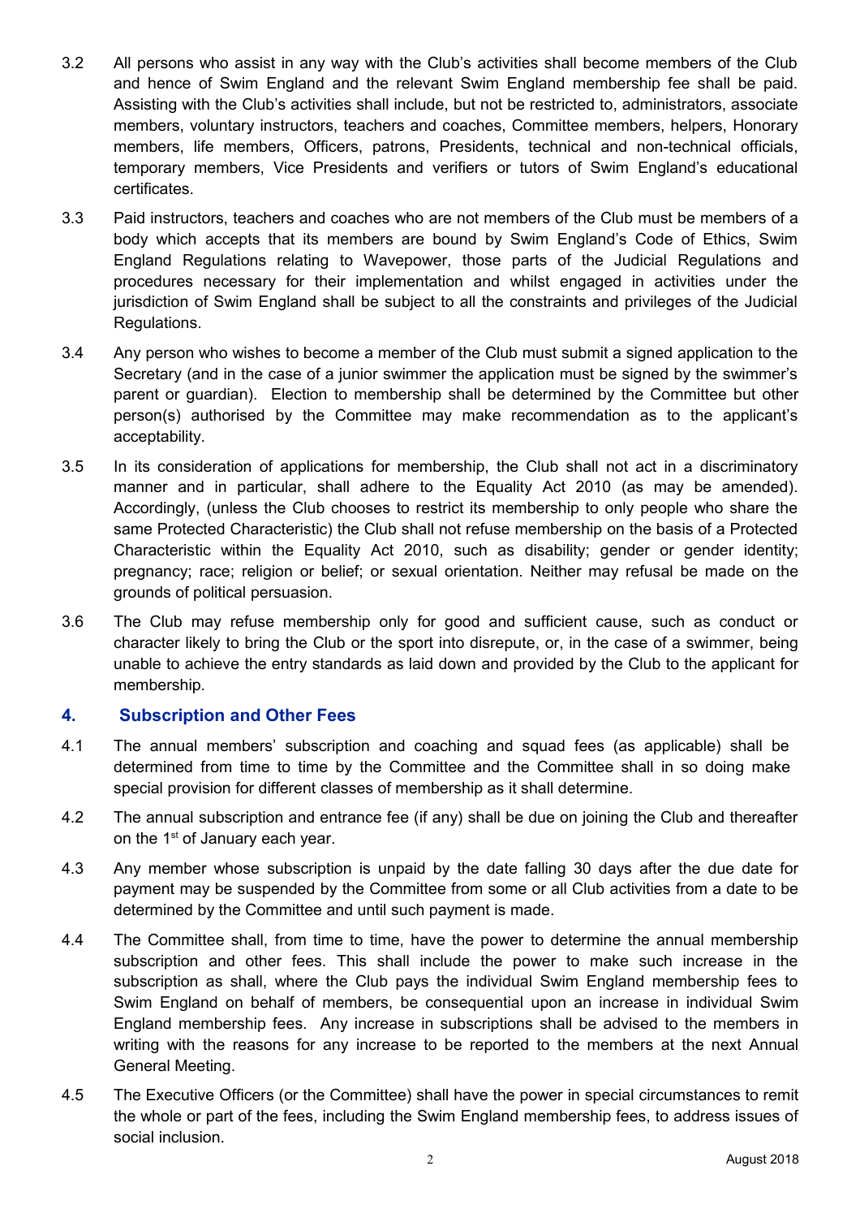3.2 All persons who assist in any way with the Club's activities shall become members of the Club and hence of Swim England and the relevant Swim England membership fee shall be paid. Assisting with the Club's activities shall include, but not be restricted to, administrators, associate members, voluntary instructors, teachers and coaches, Committee members, helpers, Honorary members, life members, Officers, patrons, Presidents, technical and non-technical officials, temporary members, Vice Presidents and verifiers or tutors of Swim England's educational certificates.

3.3 Paid instructors, teachers and coaches who are not members of the Club must be members of a body which accepts that its members are bound by Swim England's Code of Ethics, Swim England Regulations relating to Wavepower, those parts of the Judicial Regulations and procedures necessary for their implementation and whilst engaged in activities under the jurisdiction of Swim England shall be subject to all the constraints and privileges of the Judicial Regulations.

3.4 Any person who wishes to become a member of the Club must submit a signed application to the Secretary (and in the case of a junior swimmer the application must be signed by the swimmer's parent or guardian). Election to membership shall be determined by the Committee but other person(s) authorised by the Committee may make recommendation as to the applicant's acceptability.

3.5 In its consideration of applications for membership, the Club shall not act in a discriminatory manner and in particular, shall adhere to the Equality Act 2010 (as may be amended). Accordingly, (unless the Club chooses to restrict its membership to only people who share the same Protected Characteristic) the Club shall not refuse membership on the basis of a Protected Characteristic within the Equality Act 2010, such as disability; gender or gender identity; pregnancy; race; religion or belief; or sexual orientation. Neither may refusal be made on the grounds of political persuasion.

3.6 The Club may refuse membership only for good and sufficient cause, such as conduct or character likely to bring the Club or the sport into disrepute, or, in the case of a swimmer, being unable to achieve the entry standards as laid down and provided by the Club to the applicant for membership.

## 4. Subscription and Other Fees

4.1 The annual members' subscription and coaching and squad fees (as applicable) shall be determined from time to time by the Committee and the Committee shall in so doing make special provision for different classes of membership as it shall determine.

4.2 The annual subscription and entrance fee (if any) shall be due on joining the Club and thereafter on the 1st of January each year.

4.3 Any member whose subscription is unpaid by the date falling 30 days after the due date for payment may be suspended by the Committee from some or all Club activities from a date to be determined by the Committee and until such payment is made.

4.4 The Committee shall, from time to time, have the power to determine the annual membership subscription and other fees. This shall include the power to make such increase in the subscription as shall, where the Club pays the individual Swim England membership fees to Swim England on behalf of members, be consequential upon an increase in individual Swim England membership fees. Any increase in subscriptions shall be advised to the members in writing with the reasons for any increase to be reported to the members at the next Annual General Meeting.

4.5 The Executive Officers (or the Committee) shall have the power in special circumstances to remit the whole or part of the fees, including the Swim England membership fees, to address issues of social inclusion.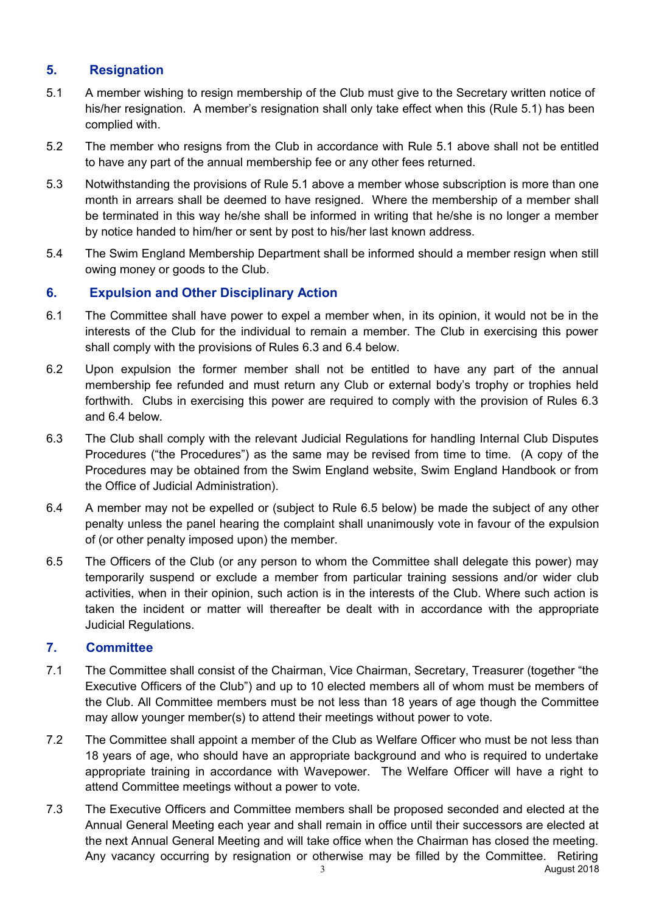## 5. Resignation

5.1 A member wishing to resign membership of the Club must give to the Secretary written notice of his/her resignation. A member's resignation shall only take effect when this (Rule 5.1) has been complied with.

5.2 The member who resigns from the Club in accordance with Rule 5.1 above shall not be entitled to have any part of the annual membership fee or any other fees returned.

5.3 Notwithstanding the provisions of Rule 5.1 above a member whose subscription is more than one month in arrears shall be deemed to have resigned. Where the membership of a member shall be terminated in this way he/she shall be informed in writing that he/she is no longer a member by notice handed to him/her or sent by post to his/her last known address.

5.4 The Swim England Membership Department shall be informed should a member resign when still owing money or goods to the Club.

## 6. Expulsion and Other Disciplinary Action

6.1 The Committee shall have power to expel a member when, in its opinion, it would not be in the interests of the Club for the individual to remain a member. The Club in exercising this power shall comply with the provisions of Rules 6.3 and 6.4 below.

6.2 Upon expulsion the former member shall not be entitled to have any part of the annual membership fee refunded and must return any Club or external body's trophy or trophies held forthwith. Clubs in exercising this power are required to comply with the provision of Rules 6.3 and 6.4 below.

6.3 The Club shall comply with the relevant Judicial Regulations for handling Internal Club Disputes Procedures ("the Procedures") as the same may be revised from time to time. (A copy of the Procedures may be obtained from the Swim England website, Swim England Handbook or from the Office of Judicial Administration).

6.4 A member may not be expelled or (subject to Rule 6.5 below) be made the subject of any other penalty unless the panel hearing the complaint shall unanimously vote in favour of the expulsion of (or other penalty imposed upon) the member.

6.5 The Officers of the Club (or any person to whom the Committee shall delegate this power) may temporarily suspend or exclude a member from particular training sessions and/or wider club activities, when in their opinion, such action is in the interests of the Club. Where such action is taken the incident or matter will thereafter be dealt with in accordance with the appropriate Judicial Regulations.

## 7. Committee

7.1 The Committee shall consist of the Chairman, Vice Chairman, Secretary, Treasurer (together "the Executive Officers of the Club") and up to 10 elected members all of whom must be members of the Club. All Committee members must be not less than 18 years of age though the Committee may allow younger member(s) to attend their meetings without power to vote.

7.2 The Committee shall appoint a member of the Club as Welfare Officer who must be not less than 18 years of age, who should have an appropriate background and who is required to undertake appropriate training in accordance with Wavepower. The Welfare Officer will have a right to attend Committee meetings without a power to vote.

7.3 The Executive Officers and Committee members shall be proposed seconded and elected at the Annual General Meeting each year and shall remain in office until their successors are elected at the next Annual General Meeting and will take office when the Chairman has closed the meeting. Any vacancy occurring by resignation or otherwise may be filled by the Committee. Retiring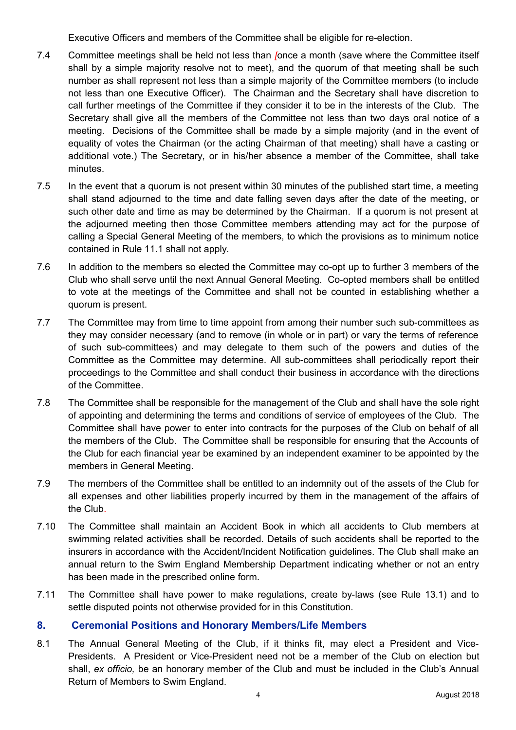Executive Officers and members of the Committee shall be eligible for re-election.

7.4 Committee meetings shall be held not less than [once a month (save where the Committee itself shall by a simple majority resolve not to meet), and the quorum of that meeting shall be such number as shall represent not less than a simple majority of the Committee members (to include not less than one Executive Officer). The Chairman and the Secretary shall have discretion to call further meetings of the Committee if they consider it to be in the interests of the Club. The Secretary shall give all the members of the Committee not less than two days oral notice of a meeting. Decisions of the Committee shall be made by a simple majority (and in the event of equality of votes the Chairman (or the acting Chairman of that meeting) shall have a casting or additional vote.) The Secretary, or in his/her absence a member of the Committee, shall take minutes.

7.5 In the event that a quorum is not present within 30 minutes of the published start time, a meeting shall stand adjourned to the time and date falling seven days after the date of the meeting, or such other date and time as may be determined by the Chairman. If a quorum is not present at the adjourned meeting then those Committee members attending may act for the purpose of calling a Special General Meeting of the members, to which the provisions as to minimum notice contained in Rule 11.1 shall not apply.

7.6 In addition to the members so elected the Committee may co-opt up to further 3 members of the Club who shall serve until the next Annual General Meeting. Co-opted members shall be entitled to vote at the meetings of the Committee and shall not be counted in establishing whether a quorum is present.

7.7 The Committee may from time to time appoint from among their number such sub-committees as they may consider necessary (and to remove (in whole or in part) or vary the terms of reference of such sub-committees) and may delegate to them such of the powers and duties of the Committee as the Committee may determine. All sub-committees shall periodically report their proceedings to the Committee and shall conduct their business in accordance with the directions of the Committee.

7.8 The Committee shall be responsible for the management of the Club and shall have the sole right of appointing and determining the terms and conditions of service of employees of the Club. The Committee shall have power to enter into contracts for the purposes of the Club on behalf of all the members of the Club. The Committee shall be responsible for ensuring that the Accounts of the Club for each financial year be examined by an independent examiner to be appointed by the members in General Meeting.

7.9 The members of the Committee shall be entitled to an indemnity out of the assets of the Club for all expenses and other liabilities properly incurred by them in the management of the affairs of the Club.

7.10 The Committee shall maintain an Accident Book in which all accidents to Club members at swimming related activities shall be recorded. Details of such accidents shall be reported to the insurers in accordance with the Accident/Incident Notification guidelines. The Club shall make an annual return to the Swim England Membership Department indicating whether or not an entry has been made in the prescribed online form.

7.11 The Committee shall have power to make regulations, create by-laws (see Rule 13.1) and to settle disputed points not otherwise provided for in this Constitution.

## 8. Ceremonial Positions and Honorary Members/Life Members

8.1 The Annual General Meeting of the Club, if it thinks fit, may elect a President and Vice-Presidents. A President or Vice-President need not be a member of the Club on election but shall, *ex officio,* be an honorary member of the Club and must be included in the Club's Annual Return of Members to Swim England.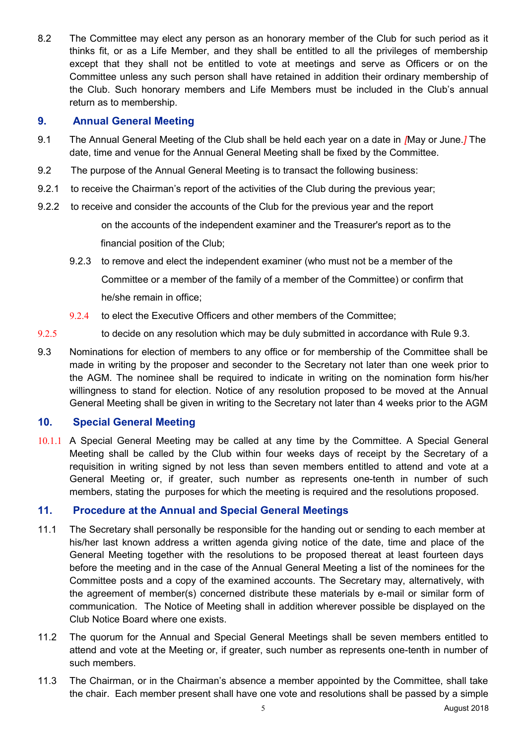8.2 The Committee may elect any person as an honorary member of the Club for such period as it thinks fit, or as a Life Member, and they shall be entitled to all the privileges of membership except that they shall not be entitled to vote at meetings and serve as Officers or on the Committee unless any such person shall have retained in addition their ordinary membership of the Club. Such honorary members and Life Members must be included in the Club's annual return as to membership.

## 9. Annual General Meeting

9.1 The Annual General Meeting of the Club shall be held each year on a date in [May or June.] The date, time and venue for the Annual General Meeting shall be fixed by the Committee.

9.2 The purpose of the Annual General Meeting is to transact the following business:

9.2.1 to receive the Chairman's report of the activities of the Club during the previous year;

9.2.2 to receive and consider the accounts of the Club for the previous year and the report on the accounts of the independent examiner and the Treasurer's report as to the financial position of the Club;

9.2.3 to remove and elect the independent examiner (who must not be a member of the Committee or a member of the family of a member of the Committee) or confirm that he/she remain in office;

9.2.4 to elect the Executive Officers and other members of the Committee;

9.2.5 to decide on any resolution which may be duly submitted in accordance with Rule 9.3.

9.3 Nominations for election of members to any office or for membership of the Committee shall be made in writing by the proposer and seconder to the Secretary not later than one week prior to the AGM. The nominee shall be required to indicate in writing on the nomination form his/her willingness to stand for election. Notice of any resolution proposed to be moved at the Annual General Meeting shall be given in writing to the Secretary not later than 4 weeks prior to the AGM

## 10. Special General Meeting

10.1.1 A Special General Meeting may be called at any time by the Committee. A Special General Meeting shall be called by the Club within four weeks days of receipt by the Secretary of a requisition in writing signed by not less than seven members entitled to attend and vote at a General Meeting or, if greater, such number as represents one-tenth in number of such members, stating the purposes for which the meeting is required and the resolutions proposed.

## 11. Procedure at the Annual and Special General Meetings

11.1 The Secretary shall personally be responsible for the handing out or sending to each member at his/her last known address a written agenda giving notice of the date, time and place of the General Meeting together with the resolutions to be proposed thereat at least fourteen days before the meeting and in the case of the Annual General Meeting a list of the nominees for the Committee posts and a copy of the examined accounts. The Secretary may, alternatively, with the agreement of member(s) concerned distribute these materials by e-mail or similar form of communication. The Notice of Meeting shall in addition wherever possible be displayed on the Club Notice Board where one exists.

11.2 The quorum for the Annual and Special General Meetings shall be seven members entitled to attend and vote at the Meeting or, if greater, such number as represents one-tenth in number of such members.

11.3 The Chairman, or in the Chairman's absence a member appointed by the Committee, shall take the chair. Each member present shall have one vote and resolutions shall be passed by a simple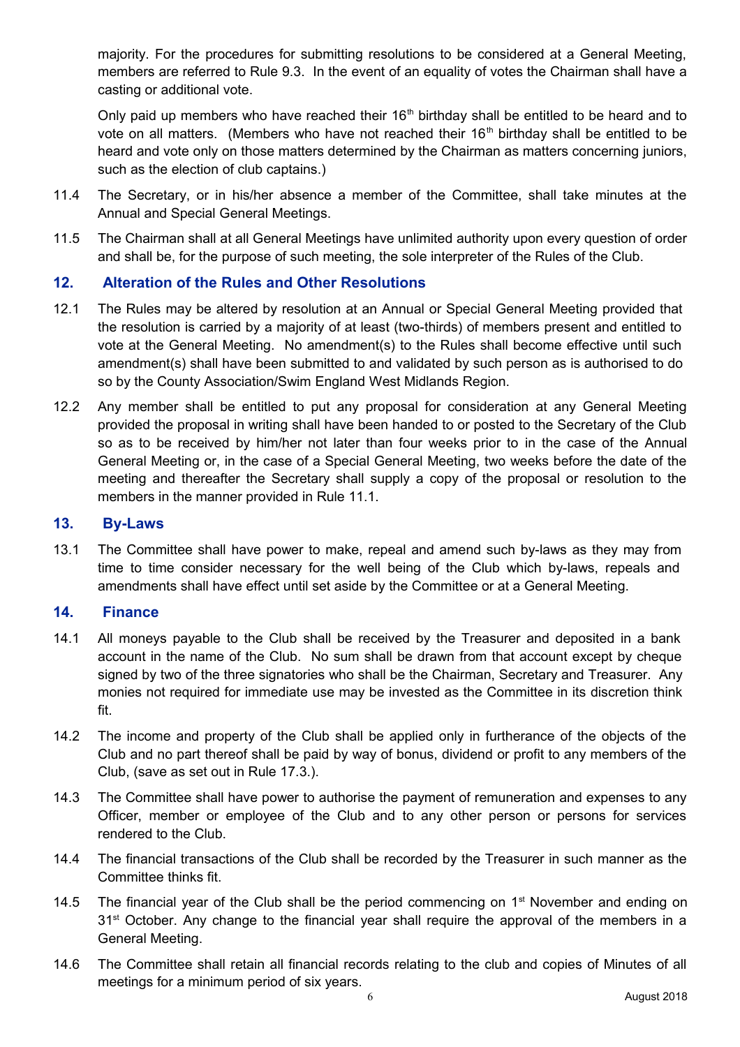majority. For the procedures for submitting resolutions to be considered at a General Meeting, members are referred to Rule 9.3. In the event of an equality of votes the Chairman shall have a casting or additional vote.

Only paid up members who have reached their 16th birthday shall be entitled to be heard and to vote on all matters. (Members who have not reached their 16th birthday shall be entitled to be heard and vote only on those matters determined by the Chairman as matters concerning juniors, such as the election of club captains.)

11.4 The Secretary, or in his/her absence a member of the Committee, shall take minutes at the Annual and Special General Meetings.

11.5 The Chairman shall at all General Meetings have unlimited authority upon every question of order and shall be, for the purpose of such meeting, the sole interpreter of the Rules of the Club.

## 12. Alteration of the Rules and Other Resolutions

12.1 The Rules may be altered by resolution at an Annual or Special General Meeting provided that the resolution is carried by a majority of at least (two-thirds) of members present and entitled to vote at the General Meeting. No amendment(s) to the Rules shall become effective until such amendment(s) shall have been submitted to and validated by such person as is authorised to do so by the County Association/Swim England West Midlands Region.

12.2 Any member shall be entitled to put any proposal for consideration at any General Meeting provided the proposal in writing shall have been handed to or posted to the Secretary of the Club so as to be received by him/her not later than four weeks prior to in the case of the Annual General Meeting or, in the case of a Special General Meeting, two weeks before the date of the meeting and thereafter the Secretary shall supply a copy of the proposal or resolution to the members in the manner provided in Rule 11.1.

## 13. By-Laws

13.1 The Committee shall have power to make, repeal and amend such by-laws as they may from time to time consider necessary for the well being of the Club which by-laws, repeals and amendments shall have effect until set aside by the Committee or at a General Meeting.

## 14. Finance

14.1 All moneys payable to the Club shall be received by the Treasurer and deposited in a bank account in the name of the Club. No sum shall be drawn from that account except by cheque signed by two of the three signatories who shall be the Chairman, Secretary and Treasurer. Any monies not required for immediate use may be invested as the Committee in its discretion think fit.

14.2 The income and property of the Club shall be applied only in furtherance of the objects of the Club and no part thereof shall be paid by way of bonus, dividend or profit to any members of the Club, (save as set out in Rule 17.3.).

14.3 The Committee shall have power to authorise the payment of remuneration and expenses to any Officer, member or employee of the Club and to any other person or persons for services rendered to the Club.

14.4 The financial transactions of the Club shall be recorded by the Treasurer in such manner as the Committee thinks fit.

14.5 The financial year of the Club shall be the period commencing on 1st November and ending on 31st October. Any change to the financial year shall require the approval of the members in a General Meeting.

14.6 The Committee shall retain all financial records relating to the club and copies of Minutes of all meetings for a minimum period of six years.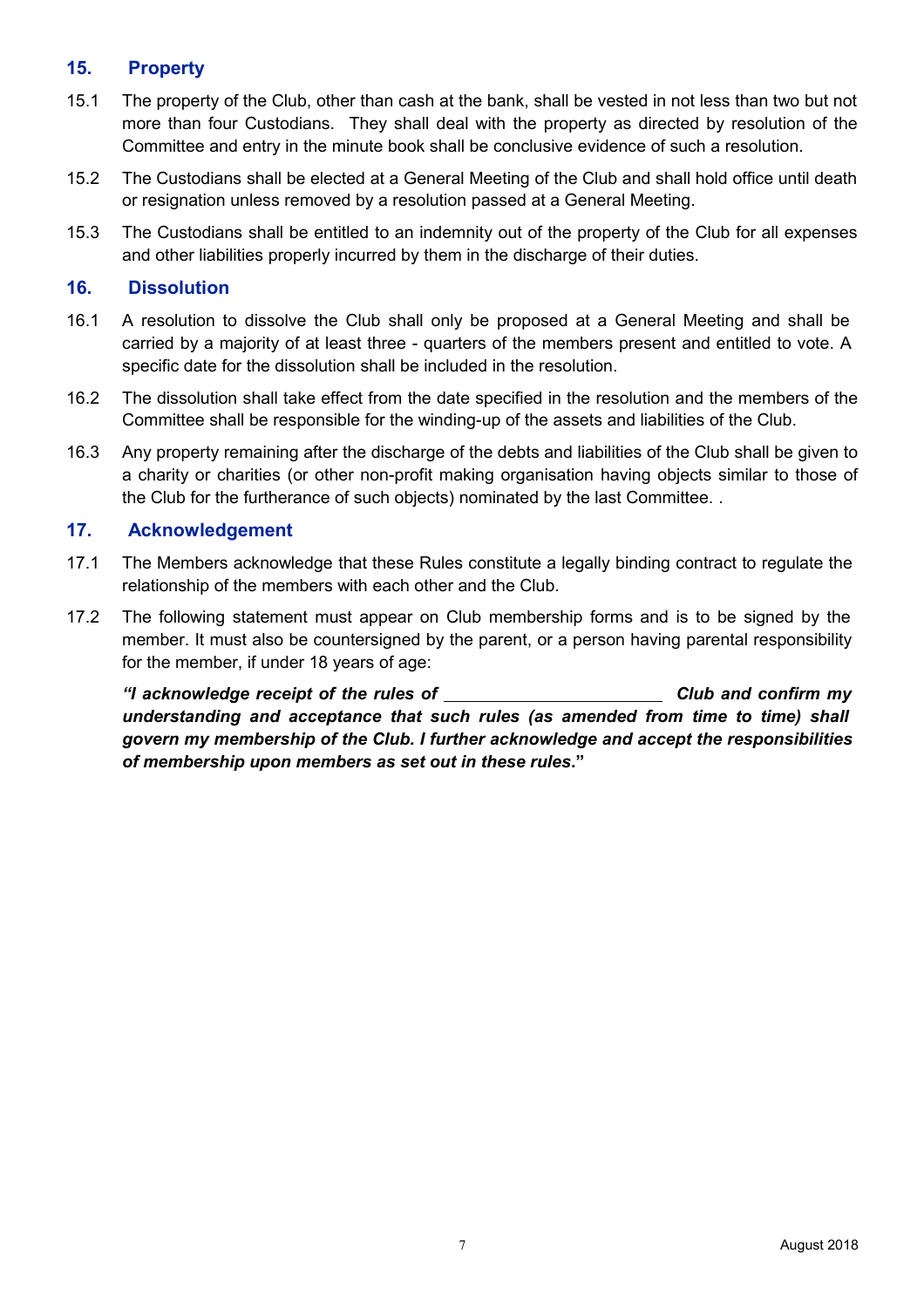## 15. Property

15.1 The property of the Club, other than cash at the bank, shall be vested in not less than two but not more than four Custodians. They shall deal with the property as directed by resolution of the Committee and entry in the minute book shall be conclusive evidence of such a resolution.

15.2 The Custodians shall be elected at a General Meeting of the Club and shall hold office until death or resignation unless removed by a resolution passed at a General Meeting.

15.3 The Custodians shall be entitled to an indemnity out of the property of the Club for all expenses and other liabilities properly incurred by them in the discharge of their duties.

## 16. Dissolution

16.1 A resolution to dissolve the Club shall only be proposed at a General Meeting and shall be carried by a majority of at least three - quarters of the members present and entitled to vote. A specific date for the dissolution shall be included in the resolution.

16.2 The dissolution shall take effect from the date specified in the resolution and the members of the Committee shall be responsible for the winding-up of the assets and liabilities of the Club.

16.3 Any property remaining after the discharge of the debts and liabilities of the Club shall be given to a charity or charities (or other non-profit making organisation having objects similar to those of the Club for the furtherance of such objects) nominated by the last Committee. .

## 17. Acknowledgement

17.1 The Members acknowledge that these Rules constitute a legally binding contract to regulate the relationship of the members with each other and the Club.

17.2 The following statement must appear on Club membership forms and is to be signed by the member. It must also be countersigned by the parent, or a person having parental responsibility for the member, if under 18 years of age:

***"I acknowledge receipt of the rules of ______________________ Club and confirm my understanding and acceptance that such rules (as amended from time to time) shall govern my membership of the Club. I further acknowledge and accept the responsibilities of membership upon members as set out in these rules."***